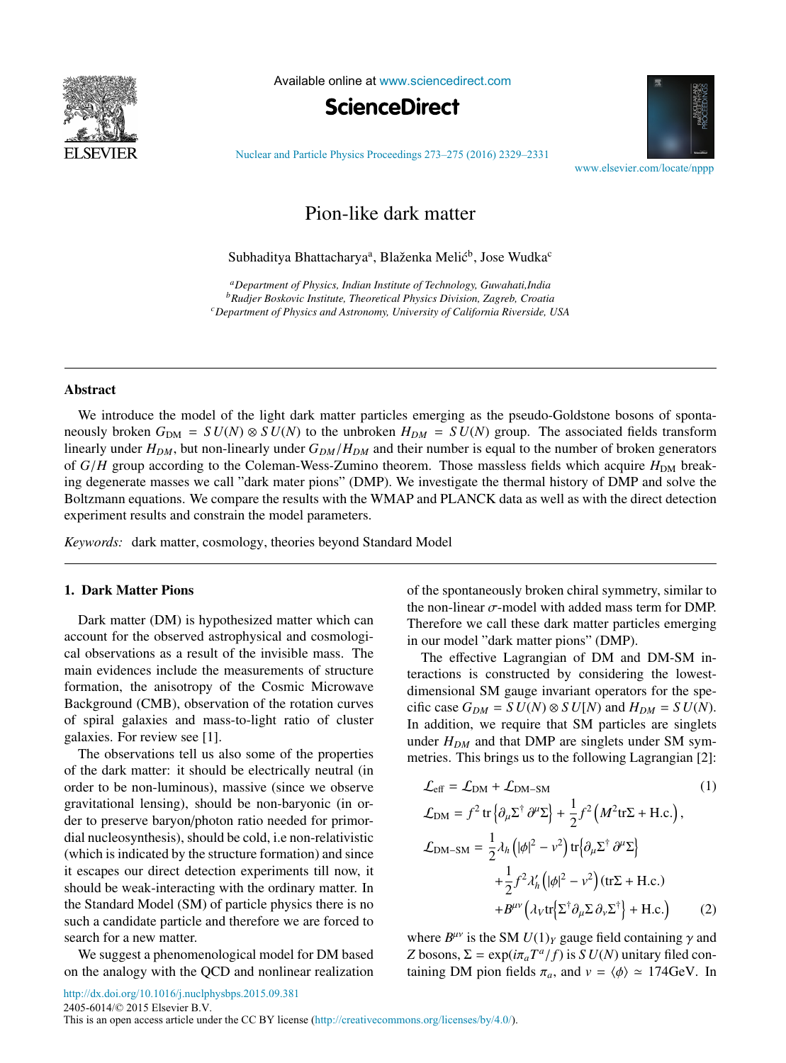# Pion-like dark matter

Subhaditya Bhattacharya[a], Blaženka Melić[b], Jose Wudka[c]

[a] *Department of Physics, Indian Institute of Technology, Guwahati,India*
[b] *Rudjer Boskovic Institute, Theoretical Physics Division, Zagreb, Croatia*
[c] *Department of Physics and Astronomy, University of California Riverside, USA*

---

## Abstract

We introduce the model of the light dark matter particles emerging as the pseudo-Goldstone bosons of spontaneously broken $G_{\rm DM} = SU(N) \otimes SU(N)$ to the unbroken $H_{DM} = SU(N)$ group. The associated fields transform linearly under $H_{DM}$, but non-linearly under $G_{DM}/H_{DM}$ and their number is equal to the number of broken generators of $G/H$ group according to the Coleman-Wess-Zumino theorem. Those massless fields which acquire $H_{\rm DM}$ breaking degenerate masses we call "dark mater pions" (DMP). We investigate the thermal history of DMP and solve the Boltzmann equations. We compare the results with the WMAP and PLANCK data as well as with the direct detection experiment results and constrain the model parameters.

*Keywords:* dark matter, cosmology, theories beyond Standard Model

---

## 1. Dark Matter Pions

Dark matter (DM) is hypothesized matter which can account for the observed astrophysical and cosmological observations as a result of the invisible mass. The main evidences include the measurements of structure formation, the anisotropy of the Cosmic Microwave Background (CMB), observation of the rotation curves of spiral galaxies and mass-to-light ratio of cluster galaxies. For review see [1].

The observations tell us also some of the properties of the dark matter: it should be electrically neutral (in order to be non-luminous), massive (since we observe gravitational lensing), should be non-baryonic (in order to preserve baryon/photon ratio needed for primordial nucleosynthesis), should be cold, i.e non-relativistic (which is indicated by the structure formation) and since it escapes our direct detection experiments till now, it should be weak-interacting with the ordinary matter. In the Standard Model (SM) of particle physics there is no such a candidate particle and therefore we are forced to search for a new matter.

We suggest a phenomenological model for DM based on the analogy with the QCD and nonlinear realization of the spontaneously broken chiral symmetry, similar to the non-linear $\sigma$-model with added mass term for DMP. Therefore we call these dark matter particles emerging in our model "dark matter pions" (DMP).

The effective Lagrangian of DM and DM-SM interactions is constructed by considering the lowest-dimensional SM gauge invariant operators for the specific case $G_{DM} = SU(N) \otimes SU[N)$ and $H_{DM} = SU(N)$. In addition, we require that SM particles are singlets under $H_{DM}$ and that DMP are singlets under SM symmetries. This brings us to the following Lagrangian [2]:

$$
\mathcal{L}_{\rm eff} = \mathcal{L}_{\rm DM} + \mathcal{L}_{\rm DM-SM} \tag{1}
$$

$$
\begin{aligned}
\mathcal{L}_{\rm DM} &= f^2 \,{\rm tr}\left\{\partial_\mu \Sigma^\dagger \,\partial^\mu \Sigma\right\} + \frac{1}{2} f^2 \left(M^2 {\rm tr}\Sigma + {\rm H.c.}\right), \\
\mathcal{L}_{\rm DM-SM} &= \frac{1}{2}\lambda_h \left(|\phi|^2 - v^2\right) {\rm tr}\left\{\partial_\mu \Sigma^\dagger \,\partial^\mu \Sigma\right\} \\
&\quad + \frac{1}{2} f^2 \lambda'_h \left(|\phi|^2 - v^2\right)\left({\rm tr}\Sigma + {\rm H.c.}\right) \\
&\quad + B^{\mu\nu}\left(\lambda_V {\rm tr}\left\{\Sigma^\dagger \partial_\mu \Sigma \,\partial_\nu \Sigma^\dagger\right\} + {\rm H.c.}\right)
\end{aligned} \tag{2}
$$

where $B^{\mu\nu}$ is the SM $U(1)_Y$ gauge field containing $\gamma$ and $Z$ bosons, $\Sigma = \exp(i\pi_a T^a / f)$ is $SU(N)$ unitary filed containing DM pion fields $\pi_a$, and $v = \langle\phi\rangle \simeq 174$GeV. In

http://dx.doi.org/10.1016/j.nuclphysbps.2015.09.381
2405-6014/© 2015 Elsevier B.V.
This is an open access article under the CC BY license (http://creativecommons.org/licenses/by/4.0/).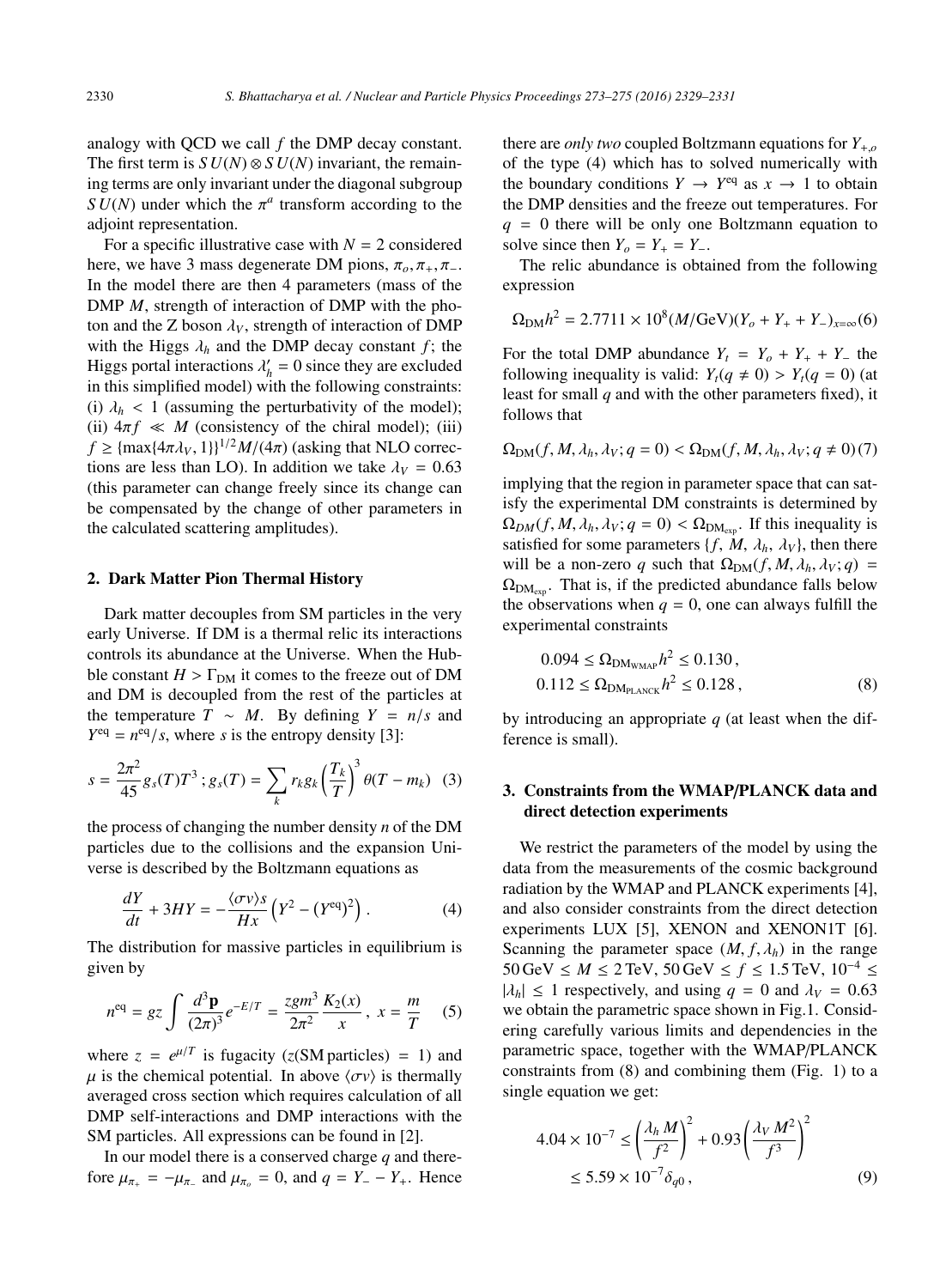analogy with QCD we call $f$ the DMP decay constant. The first term is $SU(N) \otimes SU(N)$ invariant, the remaining terms are only invariant under the diagonal subgroup $SU(N)$ under which the $\pi^a$ transform according to the adjoint representation.

For a specific illustrative case with $N = 2$ considered here, we have 3 mass degenerate DM pions, $\pi_o, \pi_+, \pi_-$. In the model there are then 4 parameters (mass of the DMP $M$, strength of interaction of DMP with the photon and the Z boson $\lambda_V$, strength of interaction of DMP with the Higgs $\lambda_h$ and the DMP decay constant $f$; the Higgs portal interactions $\lambda'_h = 0$ since they are excluded in this simplified model) with the following constraints: (i) $\lambda_h < 1$ (assuming the perturbativity of the model); (ii) $4\pi f \ll M$ (consistency of the chiral model); (iii) $f \geq \{\max\{4\pi\lambda_V, 1\}\}^{1/2} M/(4\pi)$ (asking that NLO corrections are less than LO). In addition we take $\lambda_V = 0.63$ (this parameter can change freely since its change can be compensated by the change of other parameters in the calculated scattering amplitudes).

## 2. Dark Matter Pion Thermal History

Dark matter decouples from SM particles in the very early Universe. If DM is a thermal relic its interactions controls its abundance at the Universe. When the Hubble constant $H > \Gamma_{\text{DM}}$ it comes to the freeze out of DM and DM is decoupled from the rest of the particles at the temperature $T \sim M$. By defining $Y = n/s$ and $Y^{\text{eq}} = n^{\text{eq}}/s$, where $s$ is the entropy density [3]:

$$s = \frac{2\pi^2}{45} g_s(T) T^3 \, ; g_s(T) = \sum_k r_k g_k \left(\frac{T_k}{T}\right)^3 \theta(T - m_k) \quad (3)$$

the process of changing the number density $n$ of the DM particles due to the collisions and the expansion Universe is described by the Boltzmann equations as

$$\frac{dY}{dt} + 3HY = -\frac{\langle\sigma v\rangle s}{Hx}\left(Y^2 - \left(Y^{\text{eq}}\right)^2\right) . \quad (4)$$

The distribution for massive particles in equilibrium is given by

$$n^{\text{eq}} = gz \int \frac{d^3\mathbf{p}}{(2\pi)^3} e^{-E/T} = \frac{zgm^3}{2\pi^2} \frac{K_2(x)}{x} \, , \; x = \frac{m}{T} \quad (5)$$

where $z = e^{\mu/T}$ is fugacity ($z$(SM particles) $= 1$) and $\mu$ is the chemical potential. In above $\langle\sigma v\rangle$ is thermally averaged cross section which requires calculation of all DMP self-interactions and DMP interactions with the SM particles. All expressions can be found in [2].

In our model there is a conserved charge $q$ and therefore $\mu_{\pi_+} = -\mu_{\pi_-}$ and $\mu_{\pi_o} = 0$, and $q = Y_- - Y_+$. Hence there are *only two* coupled Boltzmann equations for $Y_{+,o}$ of the type (4) which has to solved numerically with the boundary conditions $Y \to Y^{\text{eq}}$ as $x \to 1$ to obtain the DMP densities and the freeze out temperatures. For $q = 0$ there will be only one Boltzmann equation to solve since then $Y_o = Y_+ = Y_-$.

The relic abundance is obtained from the following expression

$$\Omega_{\text{DM}} h^2 = 2.7711 \times 10^8 (M/\text{GeV})(Y_o + Y_+ + Y_-)_{x=\infty} \quad (6)$$

For the total DMP abundance $Y_t = Y_o + Y_+ + Y_-$ the following inequality is valid: $Y_t(q \neq 0) > Y_t(q = 0)$ (at least for small $q$ and with the other parameters fixed), it follows that

$$\Omega_{\text{DM}}(f, M, \lambda_h, \lambda_V; q = 0) < \Omega_{\text{DM}}(f, M, \lambda_h, \lambda_V; q \neq 0) \quad (7)$$

implying that the region in parameter space that can satisfy the experimental DM constraints is determined by $\Omega_{DM}(f, M, \lambda_h, \lambda_V; q = 0) < \Omega_{\text{DM}_{\text{exp}}}$. If this inequality is satisfied for some parameters $\{f, M, \lambda_h, \lambda_V\}$, then there will be a non-zero $q$ such that $\Omega_{\text{DM}}(f, M, \lambda_h, \lambda_V; q) = \Omega_{\text{DM}_{\text{exp}}}$. That is, if the predicted abundance falls below the observations when $q = 0$, one can always fulfill the experimental constraints

$$\begin{aligned} 0.094 &\leq \Omega_{\text{DM}_{\text{WMAP}}} h^2 \leq 0.130 \, , \\ 0.112 &\leq \Omega_{\text{DM}_{\text{PLANCK}}} h^2 \leq 0.128 \, , \end{aligned} \quad (8)$$

by introducing an appropriate $q$ (at least when the difference is small).

## 3. Constraints from the WMAP/PLANCK data and direct detection experiments

We restrict the parameters of the model by using the data from the measurements of the cosmic background radiation by the WMAP and PLANCK experiments [4], and also consider constraints from the direct detection experiments LUX [5], XENON and XENON1T [6]. Scanning the parameter space $(M, f, \lambda_h)$ in the range $50\,\text{GeV} \leq M \leq 2\,\text{TeV}$, $50\,\text{GeV} \leq f \leq 1.5\,\text{TeV}$, $10^{-4} \leq |\lambda_h| \leq 1$ respectively, and using $q = 0$ and $\lambda_V = 0.63$ we obtain the parametric space shown in Fig.1. Considering carefully various limits and dependencies in the parametric space, together with the WMAP/PLANCK constraints from (8) and combining them (Fig. 1) to a single equation we get:

$$\begin{aligned} 4.04 \times 10^{-7} &\leq \left(\frac{\lambda_h M}{f^2}\right)^2 + 0.93 \left(\frac{\lambda_V M^2}{f^3}\right)^2 \\ &\leq 5.59 \times 10^{-7} \delta_{q0} \, , \end{aligned} \quad (9)$$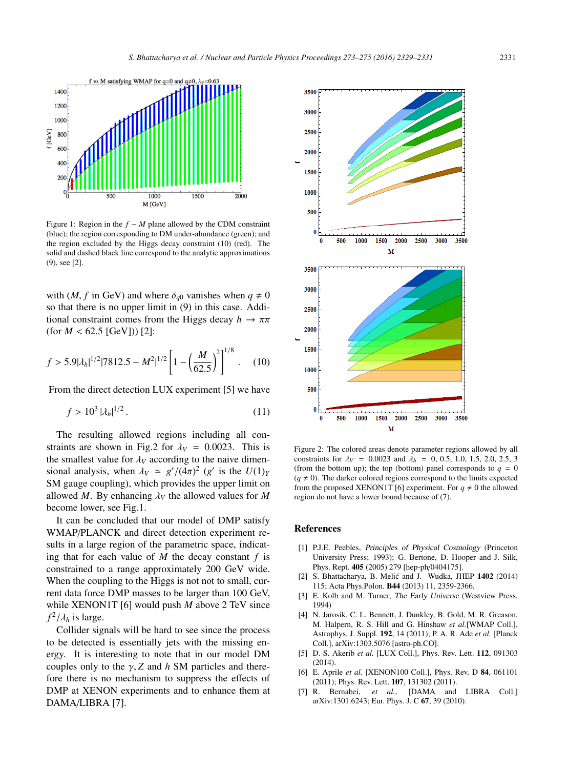f vs M satisfying WMAP for q=0 and q≠0, $\lambda_V$=0.63

f [GeV]

M [GeV]

0 500 1000 1500 2000

0 200 400 600 800 1000 1200 1400

Figure 1: Region in the $f - M$ plane allowed by the CDM constraint (blue); the region corresponding to DM under-abundance (green); and the region excluded by the Higgs decay constraint (10) (red). The solid and dashed black line correspond to the analytic approximations (9), see [2].

with ($M$, $f$ in GeV) and where $\delta_{q0}$ vanishes when $q \neq 0$ so that there is no upper limit in (9) in this case. Additional constraint comes from the Higgs decay $h \to \pi\pi$ (for $M < 62.5$ [GeV])) [2]:

$$f > 5.9|\lambda_h|^{1/2}|7812.5 - M^2|^{1/2}\left[1 - \left(\frac{M}{62.5}\right)^2\right]^{1/8}. \quad (10)$$

From the direct detection LUX experiment [5] we have

$$f > 10^3\,|\lambda_h|^{1/2}. \quad (11)$$

The resulting allowed regions including all constraints are shown in Fig.2 for $\lambda_V = 0.0023$. This is the smallest value for $\lambda_V$ according to the naive dimensional analysis, when $\lambda_V \simeq g'/(4\pi)^2$ ($g'$ is the $U(1)_Y$ SM gauge coupling), which provides the upper limit on allowed $M$. By enhancing $\lambda_V$ the allowed values for $M$ become lower, see Fig.1.

It can be concluded that our model of DMP satisfy WMAP/PLANCK and direct detection experiment results in a large region of the parametric space, indicating that for each value of $M$ the decay constant $f$ is constrained to a range approximately 200 GeV wide. When the coupling to the Higgs is not not to small, current data force DMP masses to be larger than 100 GeV, while XENON1T [6] would push $M$ above 2 TeV since $f^2/\lambda_h$ is large.

Collider signals will be hard to see since the process to be detected is essentially jets with the missing energy. It is interesting to note that in our model DM couples only to the $\gamma, Z$ and $h$ SM particles and therefore there is no mechanism to suppress the effects of DMP at XENON experiments and to enhance them at DAMA/LIBRA [7].

f

M

0 500 1000 1500 2000 2500 3000 3500

0 500 1000 1500 2000 2500 3000 3500

f

M

0 500 1000 1500 2000 2500 3000 3500

0 500 1000 1500 2000 2500 3000 3500

Figure 2: The colored areas denote parameter regions allowed by all constraints for $\lambda_V = 0.0023$ and $\lambda_h = 0, 0.5, 1.0, 1.5, 2.0, 2.5, 3$ (from the bottom up); the top (bottom) panel corresponds to $q = 0$ ($q \neq 0$). The darker colored regions correspond to the limits expected from the proposed XENON1T [6] experiment. For $q \neq 0$ the allowed region do not have a lower bound because of (7).

## References

[1] P.J.E. Peebles, *Principles of Physical Cosmology* (Princeton University Press; 1993); G. Bertone, D. Hooper and J. Silk, Phys. Rept. **405** (2005) 279 [hep-ph/0404175].

[2] S. Bhattacharya, B. Melić and J. Wudka, JHEP **1402** (2014) 115; Acta Phys.Polon. **B44** (2013) 11, 2359-2366.

[3] E. Kolb and M. Turner, *The Early Universe* (Westview Press, 1994)

[4] N. Jarosik, C. L. Bennett, J. Dunkley, B. Gold, M. R. Greason, M. Halpern, R. S. Hill and G. Hinshaw *et al.*[WMAP Coll.], Astrophys. J. Suppl. **192**, 14 (2011); P. A. R. Ade *et al.* [Planck Coll.], arXiv:1303.5076 [astro-ph.CO].

[5] D. S. Akerib *et al.* [LUX Coll.], Phys. Rev. Lett. **112**, 091303 (2014).

[6] E. Aprile *et al.* [XENON100 Coll.], Phys. Rev. D **84**, 061101 (2011); Phys. Rev. Lett. **107**, 131302 (2011).

[7] R. Bernabei, *et al.*, [DAMA and LIBRA Coll.] arXiv:1301.6243; Eur. Phys. J. C **67**, 39 (2010).